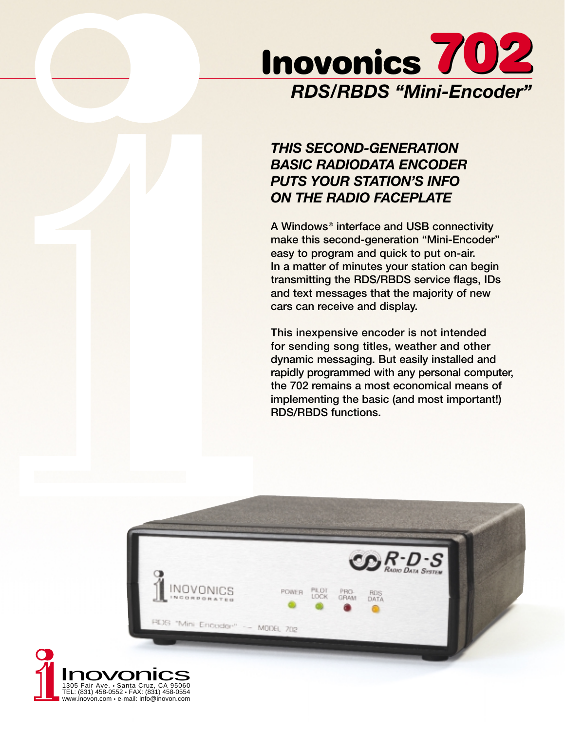# Inovonics 702

## *RDS/RBDS "Mini-Encoder"*

***THIS SECOND-GENERATION BASIC RADIODATA ENCODER PUTS YOUR STATION'S INFO ON THE RADIO FACEPLATE***

A Windows® interface and USB connectivity make this second-generation "Mini-Encoder" easy to program and quick to put on-air. In a matter of minutes your station can begin transmitting the RDS/RBDS service flags, IDs and text messages that the majority of new cars can receive and display.

This inexpensive encoder is not intended for sending song titles, weather and other dynamic messaging. But easily installed and rapidly programmed with any personal computer, the 702 remains a most economical means of implementing the basic (and most important!) RDS/RBDS functions.

Inovonics
1305 Fair Ave. • Santa Cruz, CA 95060
TEL: (831) 458-0552 • FAX: (831) 458-0554
www.inovon.com • e-mail: info@inovon.com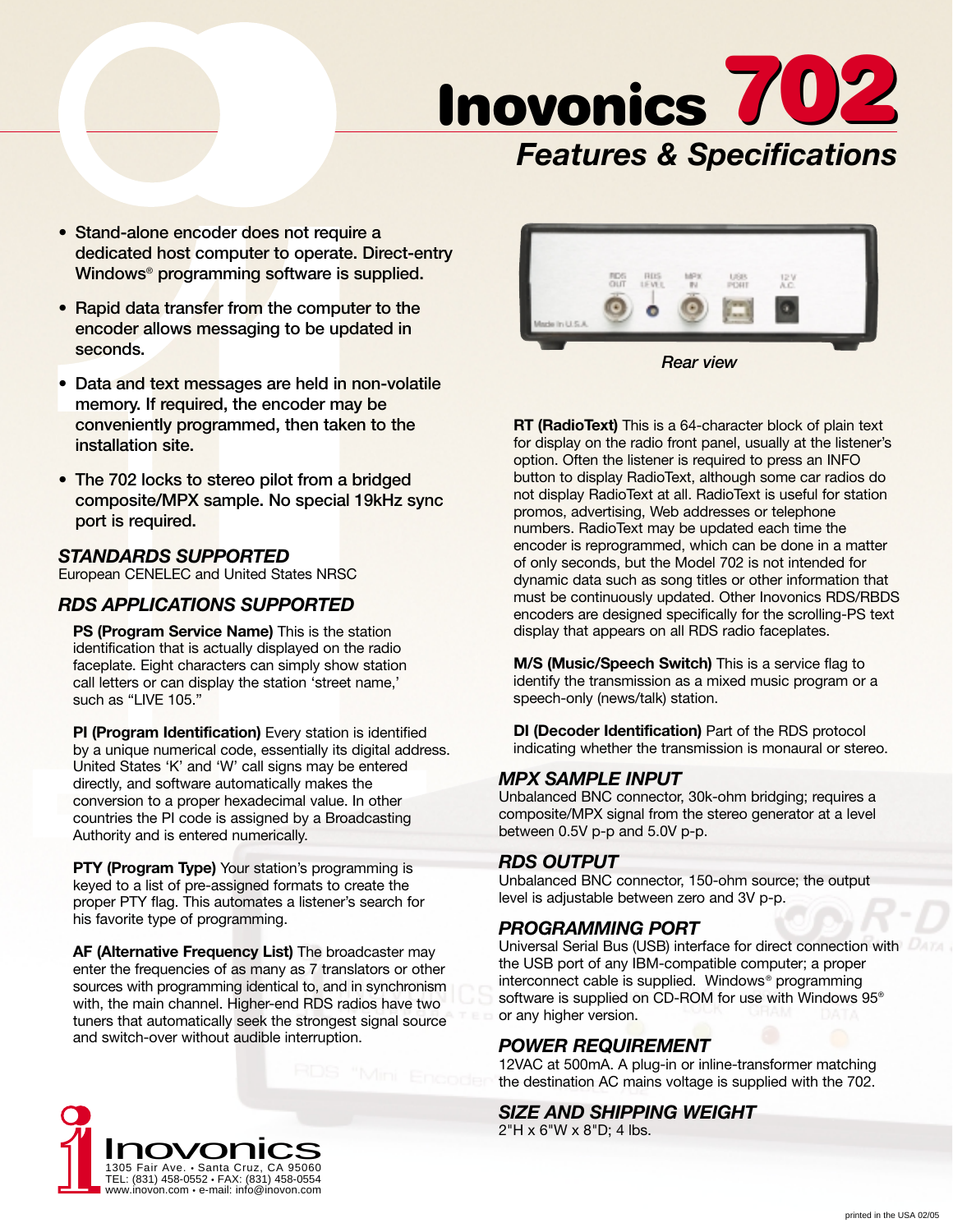# Inovonics 702

## *Features & Specifications*

- Stand-alone encoder does not require a dedicated host computer to operate. Direct-entry Windows® programming software is supplied.
- Rapid data transfer from the computer to the encoder allows messaging to be updated in seconds.
- Data and text messages are held in non-volatile memory. If required, the encoder may be conveniently programmed, then taken to the installation site.
- The 702 locks to stereo pilot from a bridged composite/MPX sample. No special 19kHz sync port is required.

### *STANDARDS SUPPORTED*

European CENELEC and United States NRSC

### *RDS APPLICATIONS SUPPORTED*

**PS (Program Service Name)** This is the station identification that is actually displayed on the radio faceplate. Eight characters can simply show station call letters or can display the station 'street name,' such as "LIVE 105."

**PI (Program Identification)** Every station is identified by a unique numerical code, essentially its digital address. United States 'K' and 'W' call signs may be entered directly, and software automatically makes the conversion to a proper hexadecimal value. In other countries the PI code is assigned by a Broadcasting Authority and is entered numerically.

**PTY (Program Type)** Your station's programming is keyed to a list of pre-assigned formats to create the proper PTY flag. This automates a listener's search for his favorite type of programming.

**AF (Alternative Frequency List)** The broadcaster may enter the frequencies of as many as 7 translators or other sources with programming identical to, and in synchronism with, the main channel. Higher-end RDS radios have two tuners that automatically seek the strongest signal source and switch-over without audible interruption.

*Rear view*

**RT (RadioText)** This is a 64-character block of plain text for display on the radio front panel, usually at the listener's option. Often the listener is required to press an INFO button to display RadioText, although some car radios do not display RadioText at all. RadioText is useful for station promos, advertising, Web addresses or telephone numbers. RadioText may be updated each time the encoder is reprogrammed, which can be done in a matter of only seconds, but the Model 702 is not intended for dynamic data such as song titles or other information that must be continuously updated. Other Inovonics RDS/RBDS encoders are designed specifically for the scrolling-PS text display that appears on all RDS radio faceplates.

**M/S (Music/Speech Switch)** This is a service flag to identify the transmission as a mixed music program or a speech-only (news/talk) station.

**DI (Decoder Identification)** Part of the RDS protocol indicating whether the transmission is monaural or stereo.

### *MPX SAMPLE INPUT*

Unbalanced BNC connector, 30k-ohm bridging; requires a composite/MPX signal from the stereo generator at a level between 0.5V p-p and 5.0V p-p.

### *RDS OUTPUT*

Unbalanced BNC connector, 150-ohm source; the output level is adjustable between zero and 3V p-p.

### *PROGRAMMING PORT*

Universal Serial Bus (USB) interface for direct connection with the USB port of any IBM-compatible computer; a proper interconnect cable is supplied. Windows® programming software is supplied on CD-ROM for use with Windows 95® or any higher version.

### *POWER REQUIREMENT*

12VAC at 500mA. A plug-in or inline-transformer matching the destination AC mains voltage is supplied with the 702.

### *SIZE AND SHIPPING WEIGHT*

2"H x 6"W x 8"D; 4 lbs.

Inovonics
1305 Fair Ave. • Santa Cruz, CA 95060
TEL: (831) 458-0552 • FAX: (831) 458-0554
www.inovon.com • e-mail: info@inovon.com

printed in the USA 02/05